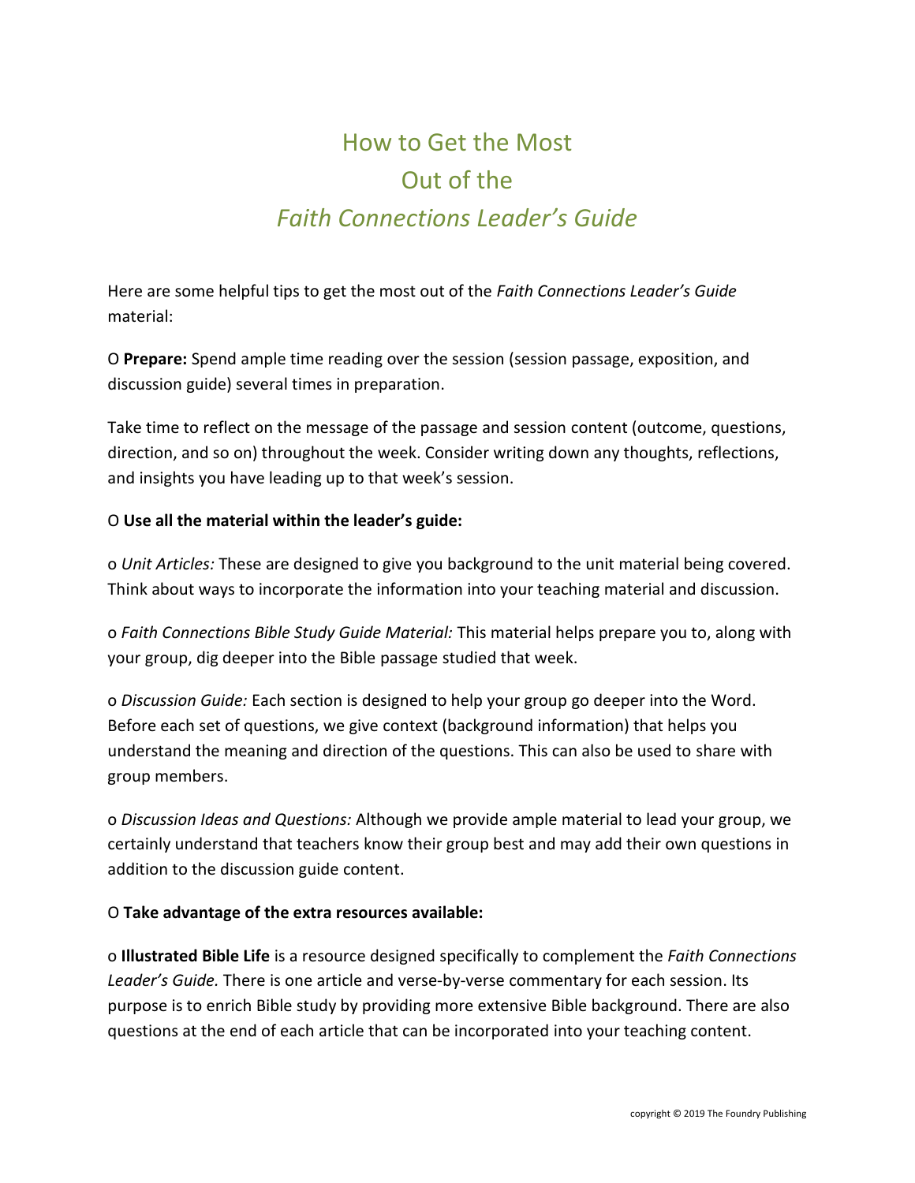# How to Get the Most Out of the *Faith Connections Leader's Guide*

Here are some helpful tips to get the most out of the *Faith Connections Leader's Guide* material:

O **Prepare:** Spend ample time reading over the session (session passage, exposition, and discussion guide) several times in preparation.

Take time to reflect on the message of the passage and session content (outcome, questions, direction, and so on) throughout the week. Consider writing down any thoughts, reflections, and insights you have leading up to that week's session.

O **Use all the material within the leader's guide:**

o *Unit Articles:* These are designed to give you background to the unit material being covered. Think about ways to incorporate the information into your teaching material and discussion.

o *Faith Connections Bible Study Guide Material:* This material helps prepare you to, along with your group, dig deeper into the Bible passage studied that week.

o *Discussion Guide:* Each section is designed to help your group go deeper into the Word. Before each set of questions, we give context (background information) that helps you understand the meaning and direction of the questions. This can also be used to share with group members.

o *Discussion Ideas and Questions:* Although we provide ample material to lead your group, we certainly understand that teachers know their group best and may add their own questions in addition to the discussion guide content.

O **Take advantage of the extra resources available:**

o **Illustrated Bible Life** is a resource designed specifically to complement the *Faith Connections Leader's Guide.* There is one article and verse-by-verse commentary for each session. Its purpose is to enrich Bible study by providing more extensive Bible background. There are also questions at the end of each article that can be incorporated into your teaching content.

copyright © 2019 The Foundry Publishing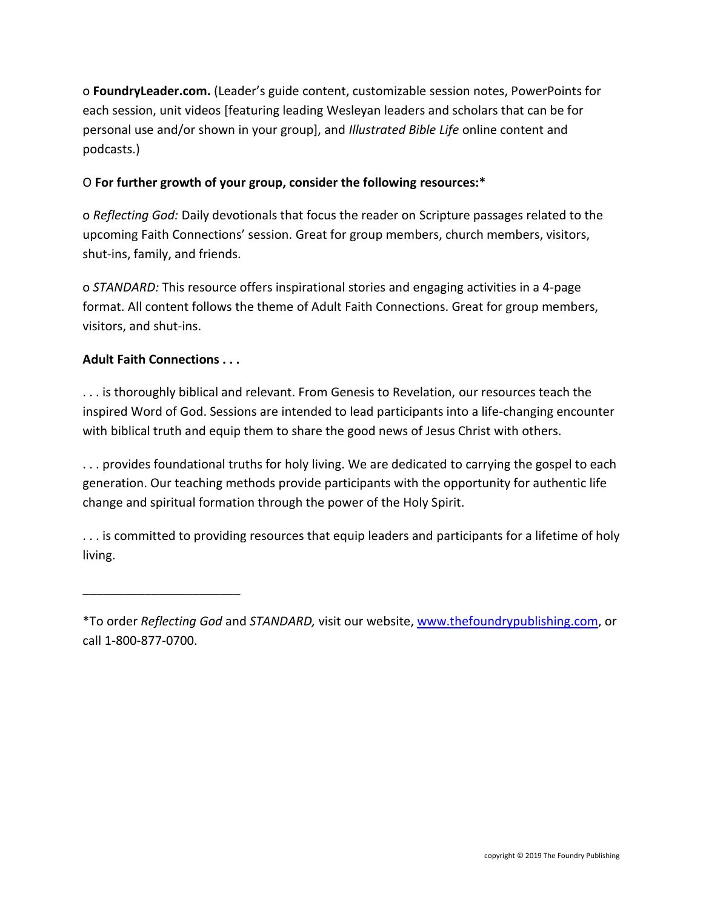o **FoundryLeader.com.** (Leader's guide content, customizable session notes, PowerPoints for each session, unit videos [featuring leading Wesleyan leaders and scholars that can be for personal use and/or shown in your group], and *Illustrated Bible Life* online content and podcasts.)

O **For further growth of your group, consider the following resources:***

o *Reflecting God:* Daily devotionals that focus the reader on Scripture passages related to the upcoming Faith Connections' session. Great for group members, church members, visitors, shut-ins, family, and friends.

o *STANDARD:* This resource offers inspirational stories and engaging activities in a 4-page format. All content follows the theme of Adult Faith Connections. Great for group members, visitors, and shut-ins.

**Adult Faith Connections . . .**

. . . is thoroughly biblical and relevant. From Genesis to Revelation, our resources teach the inspired Word of God. Sessions are intended to lead participants into a life-changing encounter with biblical truth and equip them to share the good news of Jesus Christ with others.

. . . provides foundational truths for holy living. We are dedicated to carrying the gospel to each generation. Our teaching methods provide participants with the opportunity for authentic life change and spiritual formation through the power of the Holy Spirit.

. . . is committed to providing resources that equip leaders and participants for a lifetime of holy living.

_______________________

*To order *Reflecting God* and *STANDARD,* visit our website, [www.thefoundrypublishing.com](http://www.thefoundrypublishing.com), or call 1-800-877-0700.

copyright © 2019 The Foundry Publishing